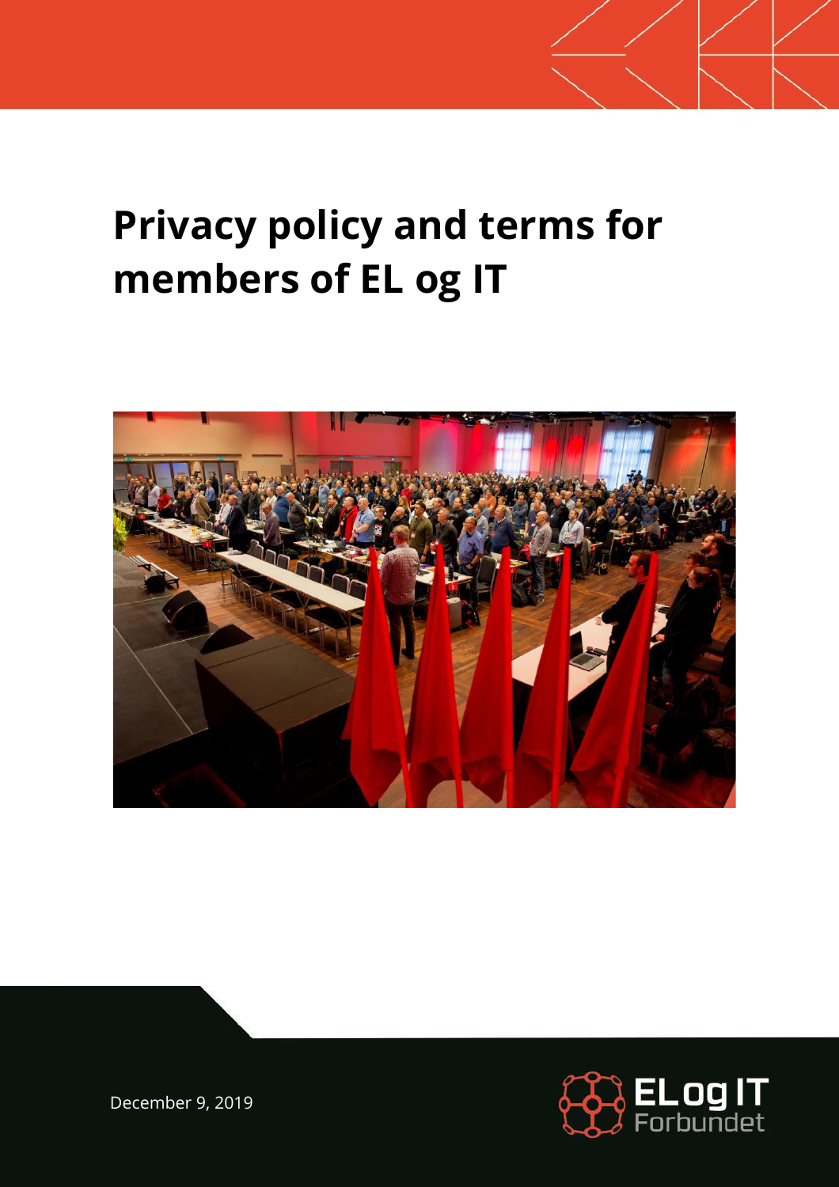# Privacy policy and terms for members of EL og IT

December 9, 2019

EL og IT Forbundet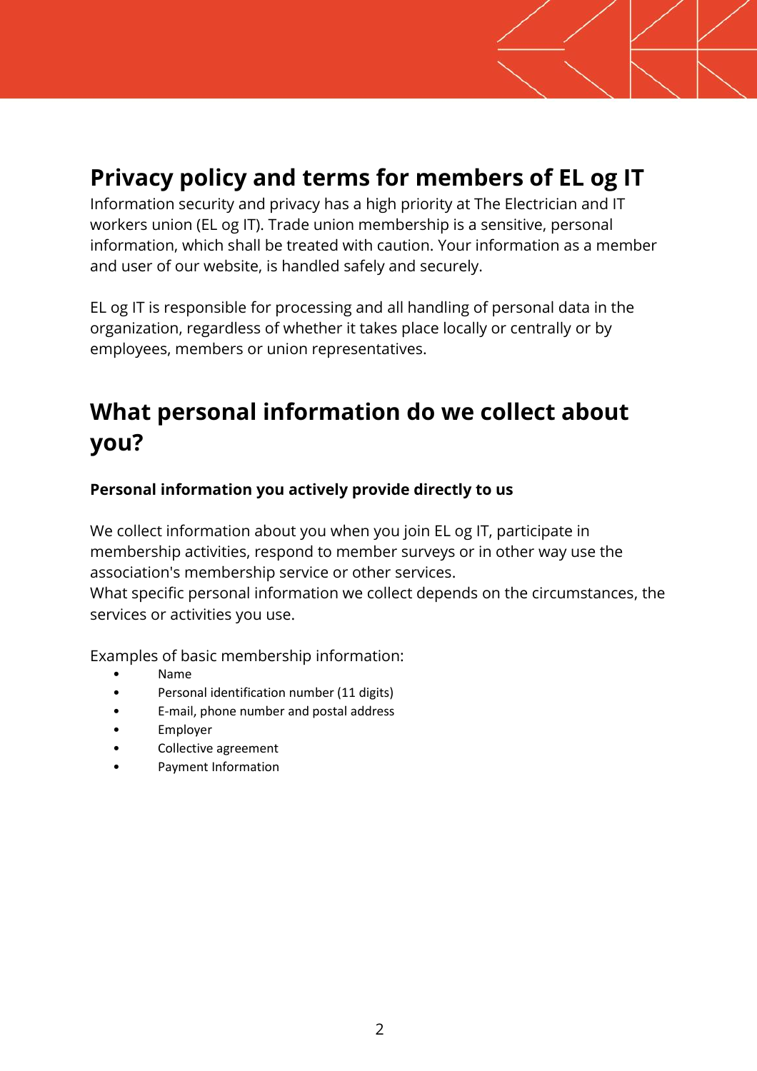# Privacy policy and terms for members of EL og IT

Information security and privacy has a high priority at The Electrician and IT workers union (EL og IT). Trade union membership is a sensitive, personal information, which shall be treated with caution. Your information as a member and user of our website, is handled safely and securely.

EL og IT is responsible for processing and all handling of personal data in the organization, regardless of whether it takes place locally or centrally or by employees, members or union representatives.

# What personal information do we collect about you?

**Personal information you actively provide directly to us**

We collect information about you when you join EL og IT, participate in membership activities, respond to member surveys or in other way use the association's membership service or other services.
What specific personal information we collect depends on the circumstances, the services or activities you use.

Examples of basic membership information:

- Name
- Personal identification number (11 digits)
- E-mail, phone number and postal address
- Employer
- Collective agreement
- Payment Information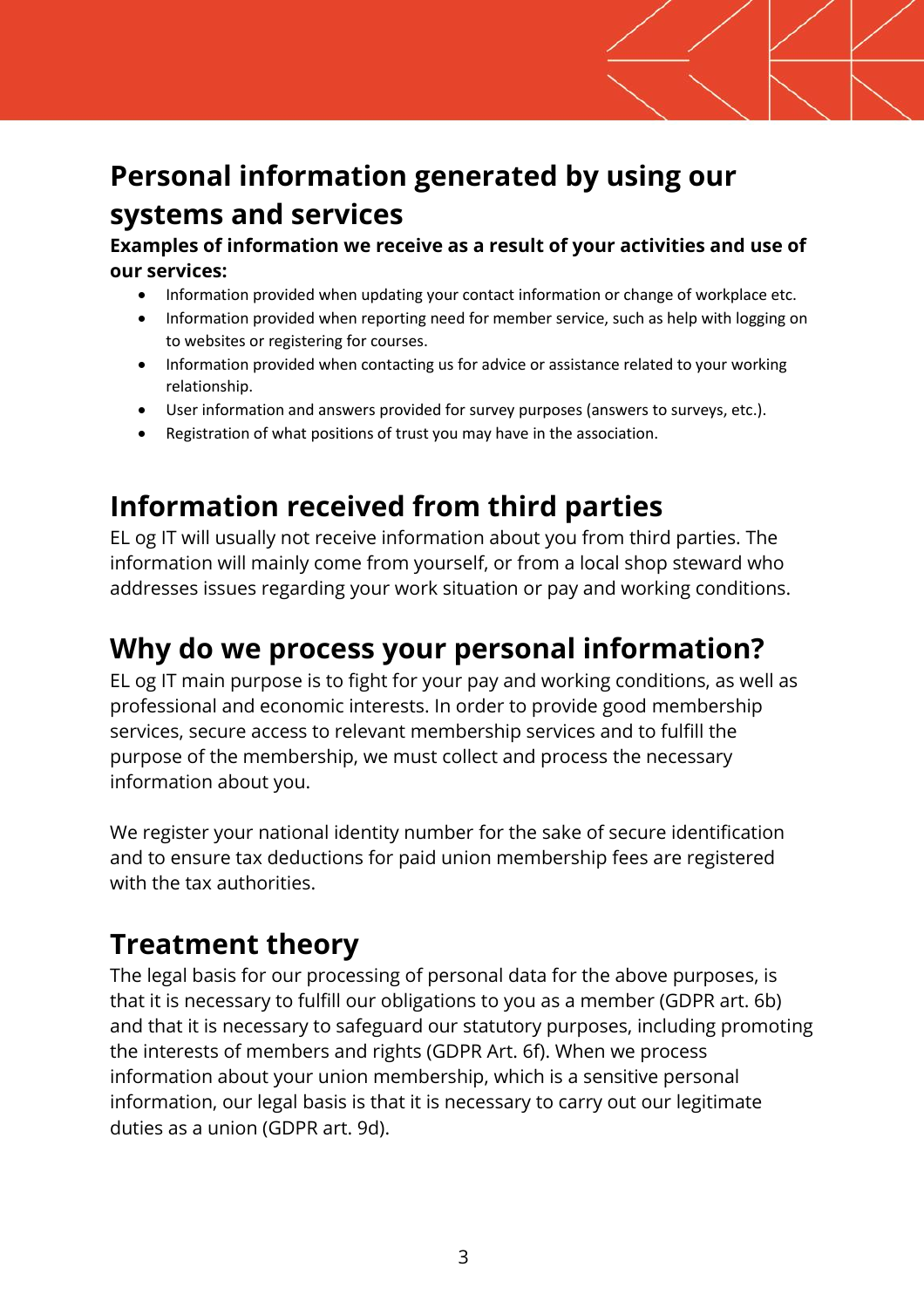## Personal information generated by using our systems and services

**Examples of information we receive as a result of your activities and use of our services:**

- Information provided when updating your contact information or change of workplace etc.
- Information provided when reporting need for member service, such as help with logging on to websites or registering for courses.
- Information provided when contacting us for advice or assistance related to your working relationship.
- User information and answers provided for survey purposes (answers to surveys, etc.).
- Registration of what positions of trust you may have in the association.

## Information received from third parties

EL og IT will usually not receive information about you from third parties. The information will mainly come from yourself, or from a local shop steward who addresses issues regarding your work situation or pay and working conditions.

## Why do we process your personal information?

EL og IT main purpose is to fight for your pay and working conditions, as well as professional and economic interests. In order to provide good membership services, secure access to relevant membership services and to fulfill the purpose of the membership, we must collect and process the necessary information about you.

We register your national identity number for the sake of secure identification and to ensure tax deductions for paid union membership fees are registered with the tax authorities.

## Treatment theory

The legal basis for our processing of personal data for the above purposes, is that it is necessary to fulfill our obligations to you as a member (GDPR art. 6b) and that it is necessary to safeguard our statutory purposes, including promoting the interests of members and rights (GDPR Art. 6f). When we process information about your union membership, which is a sensitive personal information, our legal basis is that it is necessary to carry out our legitimate duties as a union (GDPR art. 9d).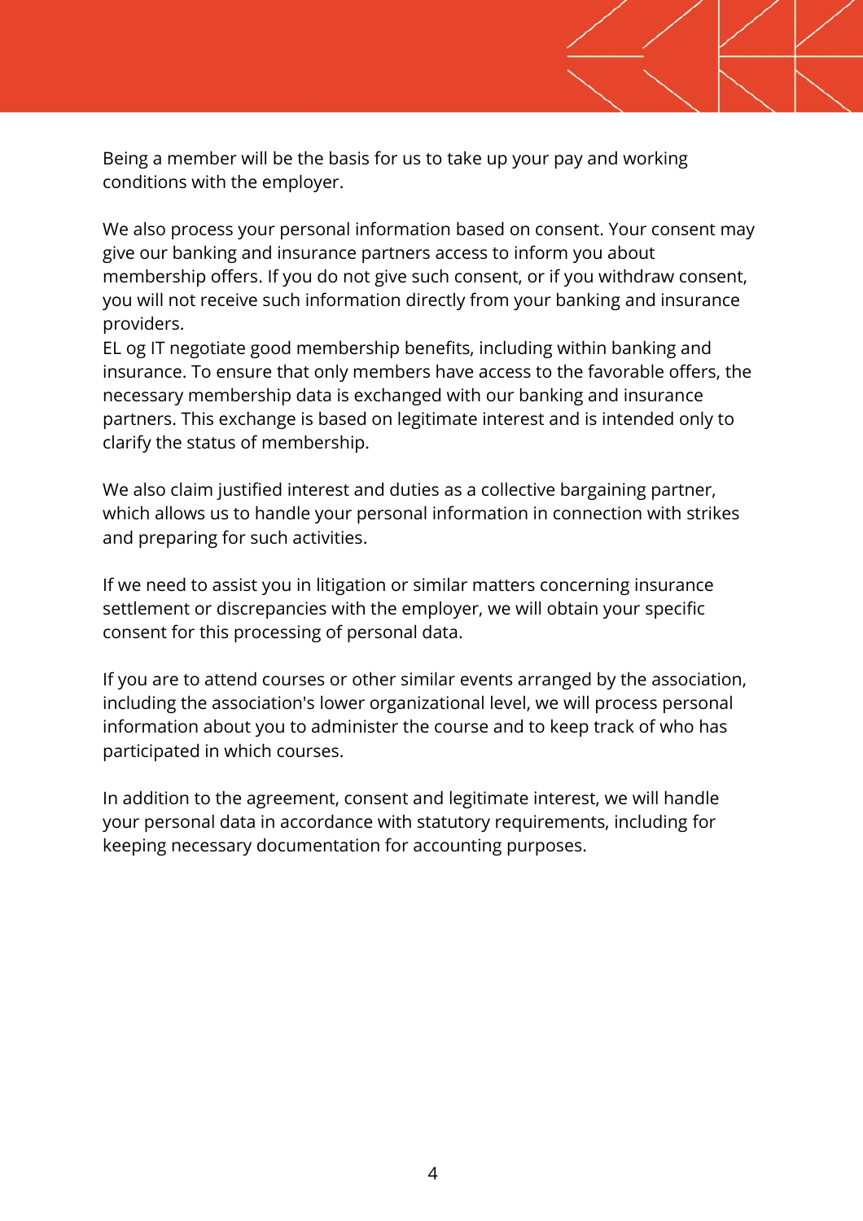Being a member will be the basis for us to take up your pay and working conditions with the employer.

We also process your personal information based on consent. Your consent may give our banking and insurance partners access to inform you about membership offers. If you do not give such consent, or if you withdraw consent, you will not receive such information directly from your banking and insurance providers.
EL og IT negotiate good membership benefits, including within banking and insurance. To ensure that only members have access to the favorable offers, the necessary membership data is exchanged with our banking and insurance partners. This exchange is based on legitimate interest and is intended only to clarify the status of membership.

We also claim justified interest and duties as a collective bargaining partner, which allows us to handle your personal information in connection with strikes and preparing for such activities.

If we need to assist you in litigation or similar matters concerning insurance settlement or discrepancies with the employer, we will obtain your specific consent for this processing of personal data.

If you are to attend courses or other similar events arranged by the association, including the association's lower organizational level, we will process personal information about you to administer the course and to keep track of who has participated in which courses.

In addition to the agreement, consent and legitimate interest, we will handle your personal data in accordance with statutory requirements, including for keeping necessary documentation for accounting purposes.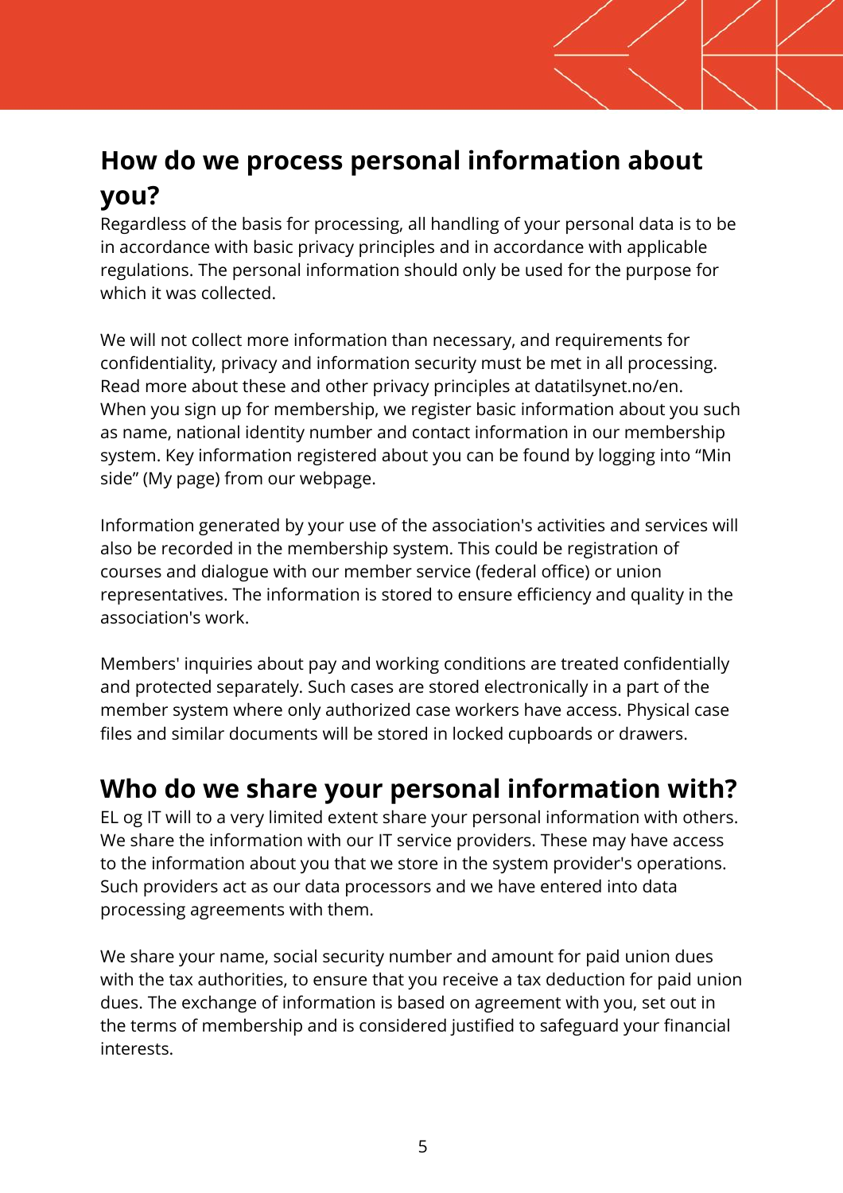## How do we process personal information about you?

Regardless of the basis for processing, all handling of your personal data is to be in accordance with basic privacy principles and in accordance with applicable regulations. The personal information should only be used for the purpose for which it was collected.

We will not collect more information than necessary, and requirements for confidentiality, privacy and information security must be met in all processing. Read more about these and other privacy principles at datatilsynet.no/en. When you sign up for membership, we register basic information about you such as name, national identity number and contact information in our membership system. Key information registered about you can be found by logging into "Min side" (My page) from our webpage.

Information generated by your use of the association's activities and services will also be recorded in the membership system. This could be registration of courses and dialogue with our member service (federal office) or union representatives. The information is stored to ensure efficiency and quality in the association's work.

Members' inquiries about pay and working conditions are treated confidentially and protected separately. Such cases are stored electronically in a part of the member system where only authorized case workers have access. Physical case files and similar documents will be stored in locked cupboards or drawers.

## Who do we share your personal information with?

EL og IT will to a very limited extent share your personal information with others. We share the information with our IT service providers. These may have access to the information about you that we store in the system provider's operations. Such providers act as our data processors and we have entered into data processing agreements with them.

We share your name, social security number and amount for paid union dues with the tax authorities, to ensure that you receive a tax deduction for paid union dues. The exchange of information is based on agreement with you, set out in the terms of membership and is considered justified to safeguard your financial interests.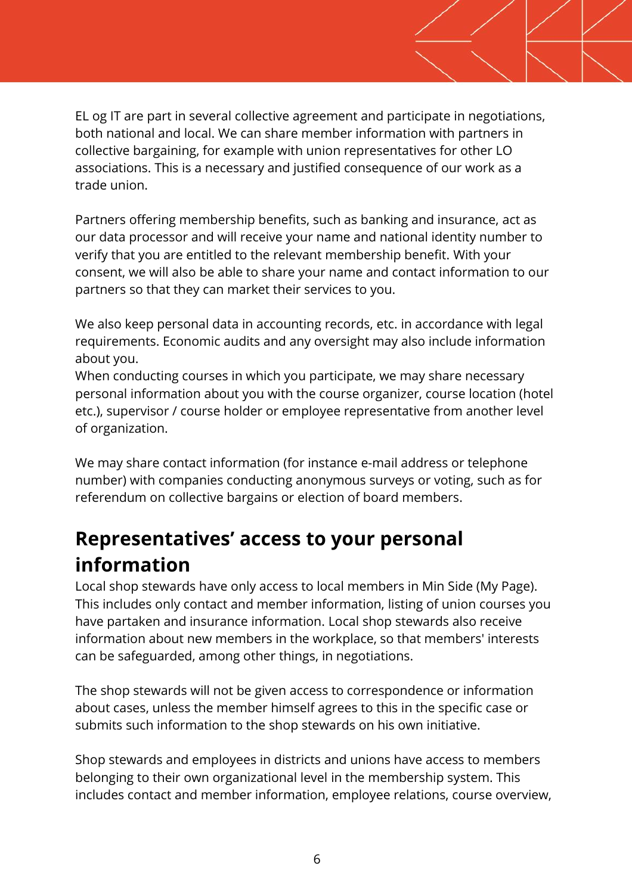EL og IT are part in several collective agreement and participate in negotiations, both national and local. We can share member information with partners in collective bargaining, for example with union representatives for other LO associations. This is a necessary and justified consequence of our work as a trade union.

Partners offering membership benefits, such as banking and insurance, act as our data processor and will receive your name and national identity number to verify that you are entitled to the relevant membership benefit. With your consent, we will also be able to share your name and contact information to our partners so that they can market their services to you.

We also keep personal data in accounting records, etc. in accordance with legal requirements. Economic audits and any oversight may also include information about you.
When conducting courses in which you participate, we may share necessary personal information about you with the course organizer, course location (hotel etc.), supervisor / course holder or employee representative from another level of organization.

We may share contact information (for instance e-mail address or telephone number) with companies conducting anonymous surveys or voting, such as for referendum on collective bargains or election of board members.

## Representatives' access to your personal information

Local shop stewards have only access to local members in Min Side (My Page). This includes only contact and member information, listing of union courses you have partaken and insurance information. Local shop stewards also receive information about new members in the workplace, so that members' interests can be safeguarded, among other things, in negotiations.

The shop stewards will not be given access to correspondence or information about cases, unless the member himself agrees to this in the specific case or submits such information to the shop stewards on his own initiative.

Shop stewards and employees in districts and unions have access to members belonging to their own organizational level in the membership system. This includes contact and member information, employee relations, course overview,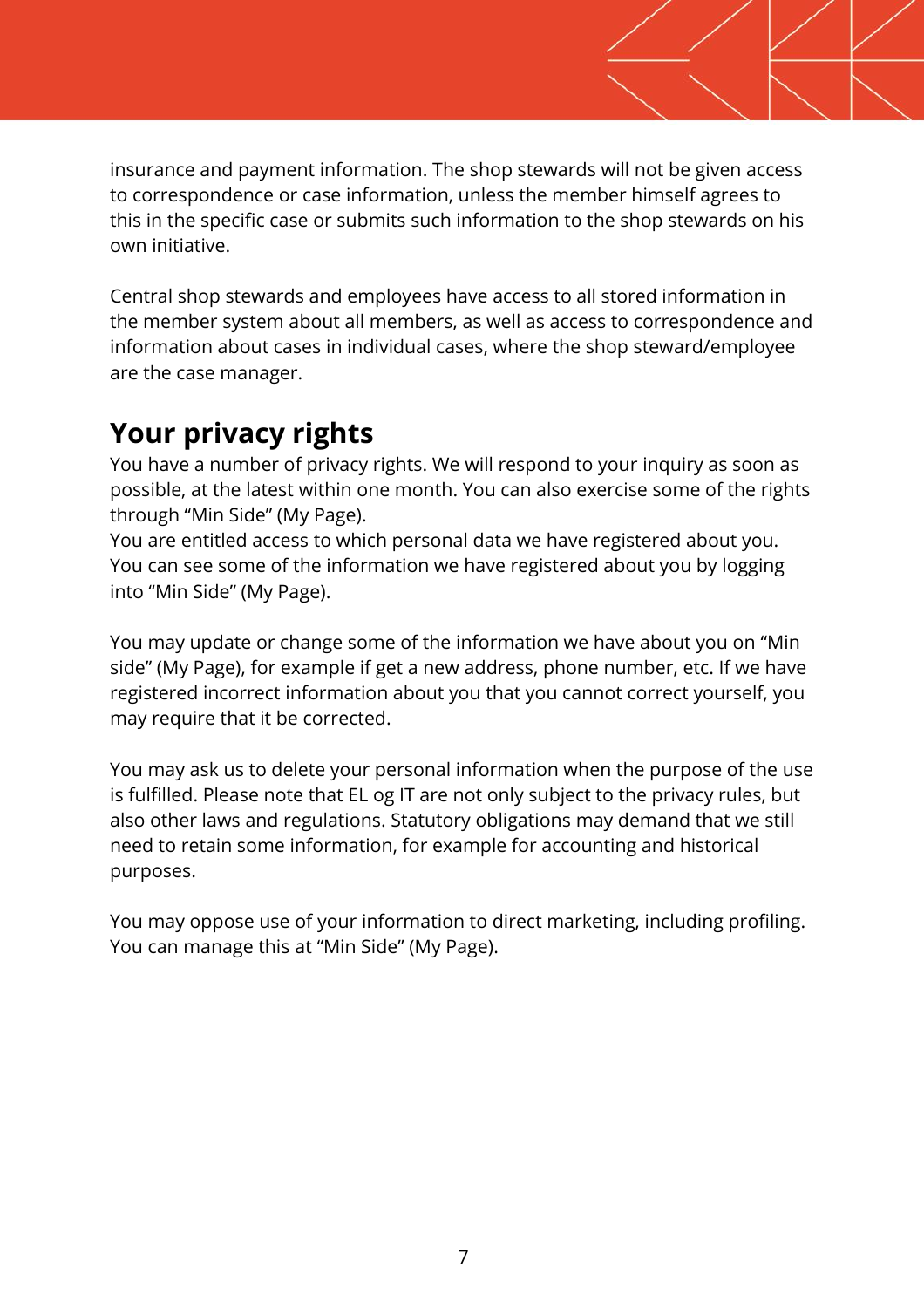insurance and payment information. The shop stewards will not be given access to correspondence or case information, unless the member himself agrees to this in the specific case or submits such information to the shop stewards on his own initiative.

Central shop stewards and employees have access to all stored information in the member system about all members, as well as access to correspondence and information about cases in individual cases, where the shop steward/employee are the case manager.

## Your privacy rights

You have a number of privacy rights. We will respond to your inquiry as soon as possible, at the latest within one month. You can also exercise some of the rights through "Min Side" (My Page).
You are entitled access to which personal data we have registered about you. You can see some of the information we have registered about you by logging into "Min Side" (My Page).

You may update or change some of the information we have about you on "Min side" (My Page), for example if get a new address, phone number, etc. If we have registered incorrect information about you that you cannot correct yourself, you may require that it be corrected.

You may ask us to delete your personal information when the purpose of the use is fulfilled. Please note that EL og IT are not only subject to the privacy rules, but also other laws and regulations. Statutory obligations may demand that we still need to retain some information, for example for accounting and historical purposes.

You may oppose use of your information to direct marketing, including profiling. You can manage this at "Min Side" (My Page).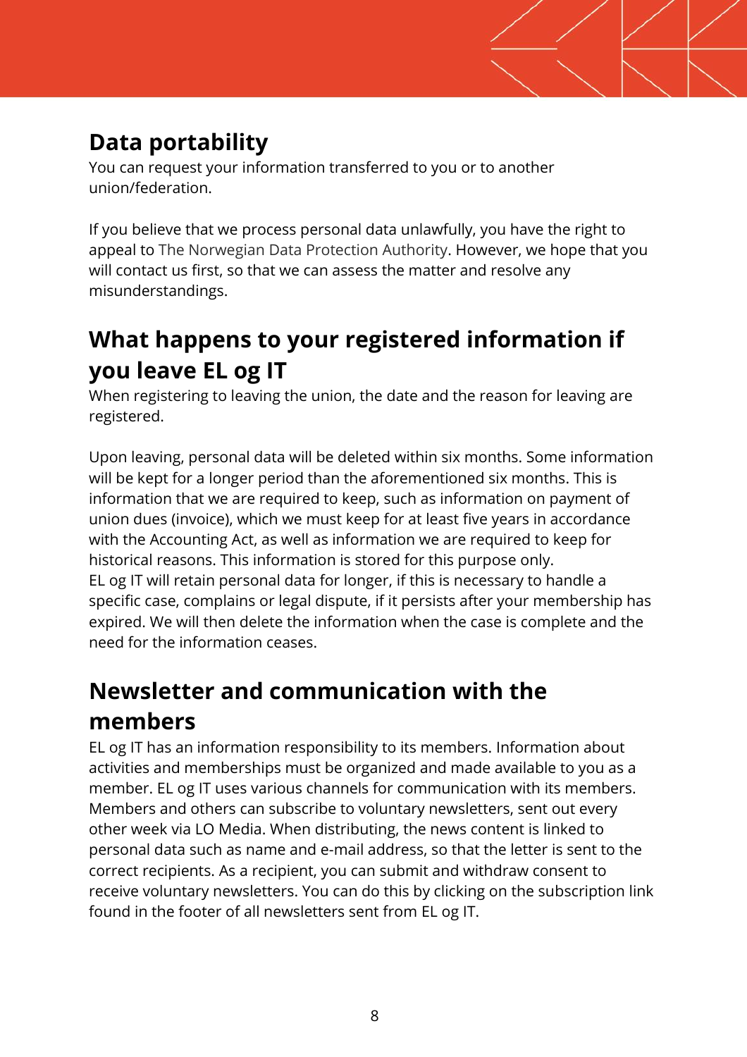## Data portability

You can request your information transferred to you or to another union/federation.

If you believe that we process personal data unlawfully, you have the right to appeal to The Norwegian Data Protection Authority. However, we hope that you will contact us first, so that we can assess the matter and resolve any misunderstandings.

## What happens to your registered information if you leave EL og IT

When registering to leaving the union, the date and the reason for leaving are registered.

Upon leaving, personal data will be deleted within six months. Some information will be kept for a longer period than the aforementioned six months. This is information that we are required to keep, such as information on payment of union dues (invoice), which we must keep for at least five years in accordance with the Accounting Act, as well as information we are required to keep for historical reasons. This information is stored for this purpose only.
EL og IT will retain personal data for longer, if this is necessary to handle a specific case, complains or legal dispute, if it persists after your membership has expired. We will then delete the information when the case is complete and the need for the information ceases.

## Newsletter and communication with the members

EL og IT has an information responsibility to its members. Information about activities and memberships must be organized and made available to you as a member. EL og IT uses various channels for communication with its members. Members and others can subscribe to voluntary newsletters, sent out every other week via LO Media. When distributing, the news content is linked to personal data such as name and e-mail address, so that the letter is sent to the correct recipients. As a recipient, you can submit and withdraw consent to receive voluntary newsletters. You can do this by clicking on the subscription link found in the footer of all newsletters sent from EL og IT.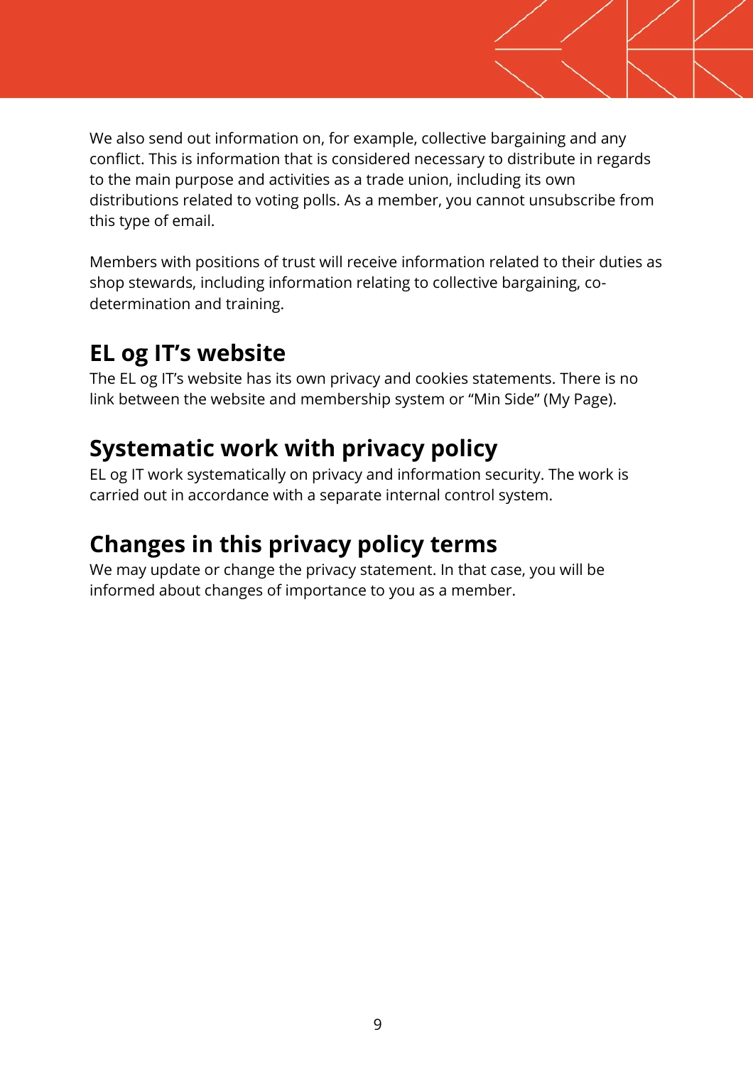We also send out information on, for example, collective bargaining and any conflict. This is information that is considered necessary to distribute in regards to the main purpose and activities as a trade union, including its own distributions related to voting polls. As a member, you cannot unsubscribe from this type of email.

Members with positions of trust will receive information related to their duties as shop stewards, including information relating to collective bargaining, co-determination and training.

## EL og IT's website

The EL og IT's website has its own privacy and cookies statements. There is no link between the website and membership system or "Min Side" (My Page).

## Systematic work with privacy policy

EL og IT work systematically on privacy and information security. The work is carried out in accordance with a separate internal control system.

## Changes in this privacy policy terms

We may update or change the privacy statement. In that case, you will be informed about changes of importance to you as a member.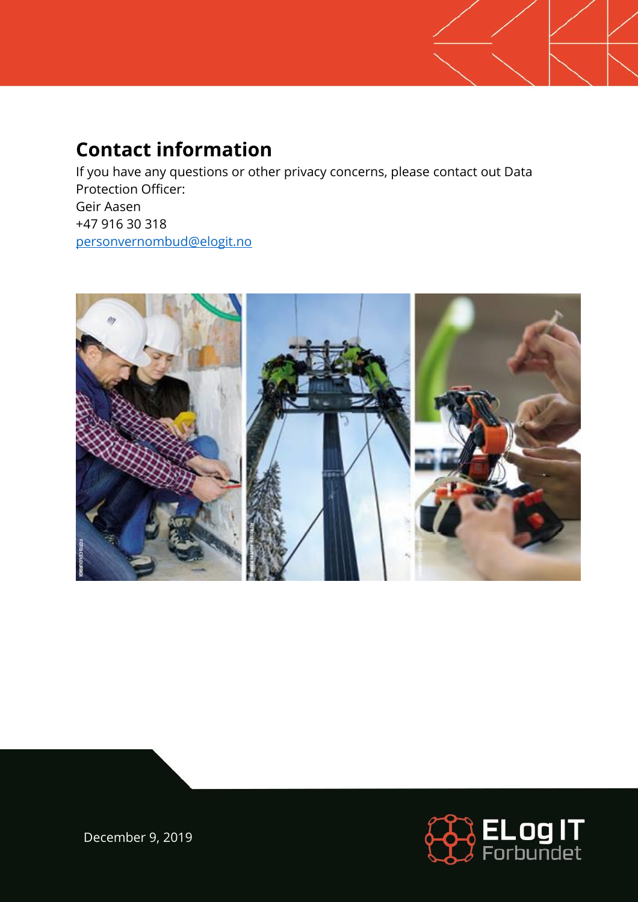## Contact information

If you have any questions or other privacy concerns, please contact out Data Protection Officer:
Geir Aasen
+47 916 30 318
personvernombud@elogit.no

December 9, 2019

EL og IT Forbundet